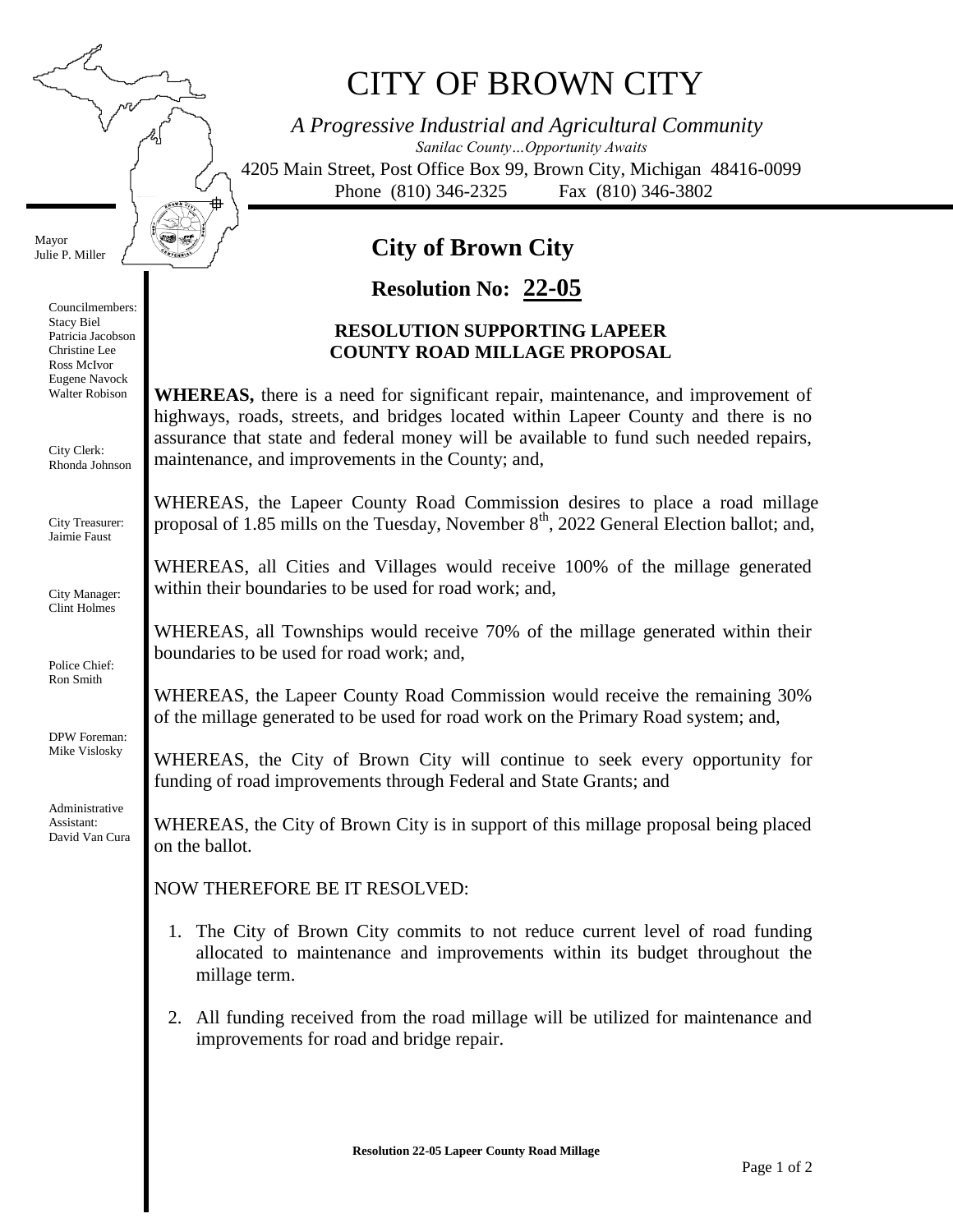# CITY OF BROWN CITY

*A Progressive Industrial and Agricultural Community*

*Sanilac County…Opportunity Awaits*

4205 Main Street, Post Office Box 99, Brown City, Michigan 48416-0099

Phone (810) 346-2325 Fax (810) 346-3802

Mayor
Julie P. Miller

Councilmembers:
Stacy Biel
Patricia Jacobson
Christine Lee
Ross McIvor
Eugene Navock
Walter Robison

City Clerk:
Rhonda Johnson

City Treasurer:
Jaimie Faust

City Manager:
Clint Holmes

Police Chief:
Ron Smith

DPW Foreman:
Mike Vislosky

Administrative Assistant:
David Van Cura

## City of Brown City

## Resolution No: 22-05

### RESOLUTION SUPPORTING LAPEER COUNTY ROAD MILLAGE PROPOSAL

**WHEREAS,** there is a need for significant repair, maintenance, and improvement of highways, roads, streets, and bridges located within Lapeer County and there is no assurance that state and federal money will be available to fund such needed repairs, maintenance, and improvements in the County; and,

WHEREAS, the Lapeer County Road Commission desires to place a road millage proposal of 1.85 mills on the Tuesday, November 8th, 2022 General Election ballot; and,

WHEREAS, all Cities and Villages would receive 100% of the millage generated within their boundaries to be used for road work; and,

WHEREAS, all Townships would receive 70% of the millage generated within their boundaries to be used for road work; and,

WHEREAS, the Lapeer County Road Commission would receive the remaining 30% of the millage generated to be used for road work on the Primary Road system; and,

WHEREAS, the City of Brown City will continue to seek every opportunity for funding of road improvements through Federal and State Grants; and

WHEREAS, the City of Brown City is in support of this millage proposal being placed on the ballot.

NOW THEREFORE BE IT RESOLVED:

1. The City of Brown City commits to not reduce current level of road funding allocated to maintenance and improvements within its budget throughout the millage term.

2. All funding received from the road millage will be utilized for maintenance and improvements for road and bridge repair.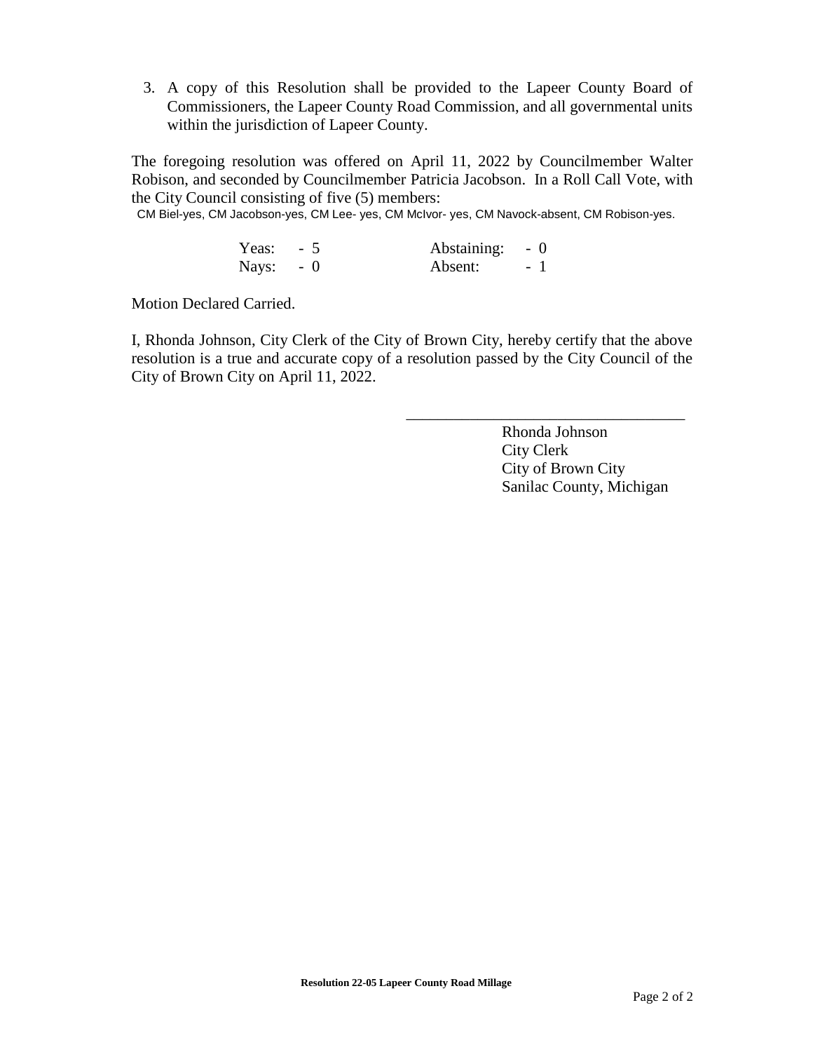3. A copy of this Resolution shall be provided to the Lapeer County Board of Commissioners, the Lapeer County Road Commission, and all governmental units within the jurisdiction of Lapeer County.

The foregoing resolution was offered on April 11, 2022 by Councilmember Walter Robison, and seconded by Councilmember Patricia Jacobson. In a Roll Call Vote, with the City Council consisting of five (5) members:

CM Biel-yes, CM Jacobson-yes, CM Lee- yes, CM McIvor- yes, CM Navock-absent, CM Robison-yes.

| | | | |
|---|---|---|---|
| Yeas: | - 5 | Abstaining: | - 0 |
| Nays: | - 0 | Absent: | - 1 |

Motion Declared Carried.

I, Rhonda Johnson, City Clerk of the City of Brown City, hereby certify that the above resolution is a true and accurate copy of a resolution passed by the City Council of the City of Brown City on April 11, 2022.

\_\_\_\_\_\_\_\_\_\_\_\_\_\_\_\_\_\_\_\_\_\_\_\_\_\_\_\_\_\_\_\_\_\_\_

Rhonda Johnson
City Clerk
City of Brown City
Sanilac County, Michigan

**Resolution 22-05 Lapeer County Road Millage**